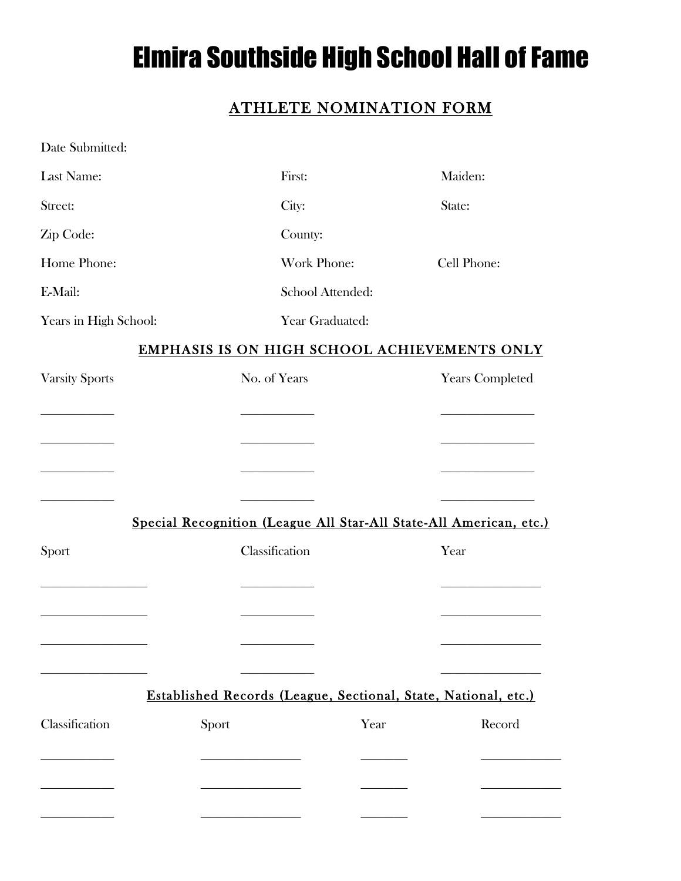# Elmira Southside High School Hall of Fame

## ATHLETE NOMINATION FORM

Date Submitted:

Last Name: First: Maiden:

Street: City: State:

Zip Code: County:

Home Phone: Work Phone: Cell Phone:

E-Mail: School Attended:

Years in High School: Year Graduated:

### EMPHASIS IS ON HIGH SCHOOL ACHIEVEMENTS ONLY

| Varsity Sports | No. of Years | Years Completed |
|---|---|---|
| ___________ | ___________ | ______________ |
| ___________ | ___________ | ______________ |
| ___________ | ___________ | ______________ |
| ___________ | ___________ | ______________ |

### Special Recognition (League All Star-All State-All American, etc.)

| Sport | Classification | Year |
|---|---|---|
| ________________ | ___________ | _______________ |
| ________________ | ___________ | _______________ |
| ________________ | ___________ | _______________ |
| ________________ | ___________ | _______________ |

### Established Records (League, Sectional, State, National, etc.)

| Classification | Sport | Year | Record |
|---|---|---|---|
| ___________ | _______________ | _______ | ____________ |
| ___________ | _______________ | _______ | ____________ |
| ___________ | _______________ | _______ | ____________ |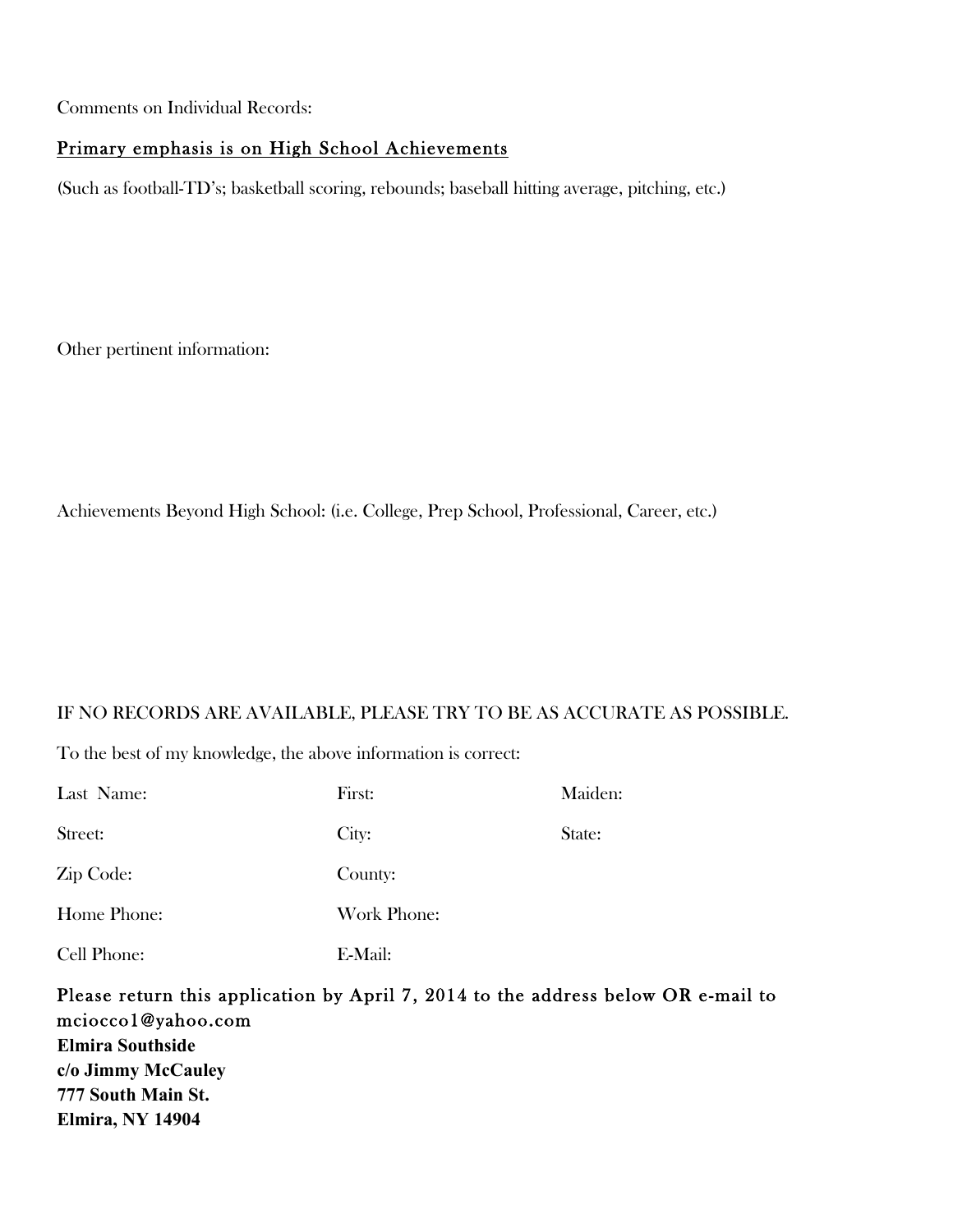Comments on Individual Records:

<u>Primary emphasis is on High School Achievements</u>

(Such as football-TD's; basketball scoring, rebounds; baseball hitting average, pitching, etc.)

Other pertinent information:

Achievements Beyond High School: (i.e. College, Prep School, Professional, Career, etc.)

IF NO RECORDS ARE AVAILABLE, PLEASE TRY TO BE AS ACCURATE AS POSSIBLE.

To the best of my knowledge, the above information is correct:

| | | |
|---|---|---|
| Last Name: | First: | Maiden: |
| Street: | City: | State: |
| Zip Code: | County: | |
| Home Phone: | Work Phone: | |
| Cell Phone: | E-Mail: | |

**Please return this application by April 7, 2014 to the address below OR e-mail to mciocco1@yahoo.com**

**Elmira Southside**
**c/o Jimmy McCauley**
**777 South Main St.**
**Elmira, NY 14904**